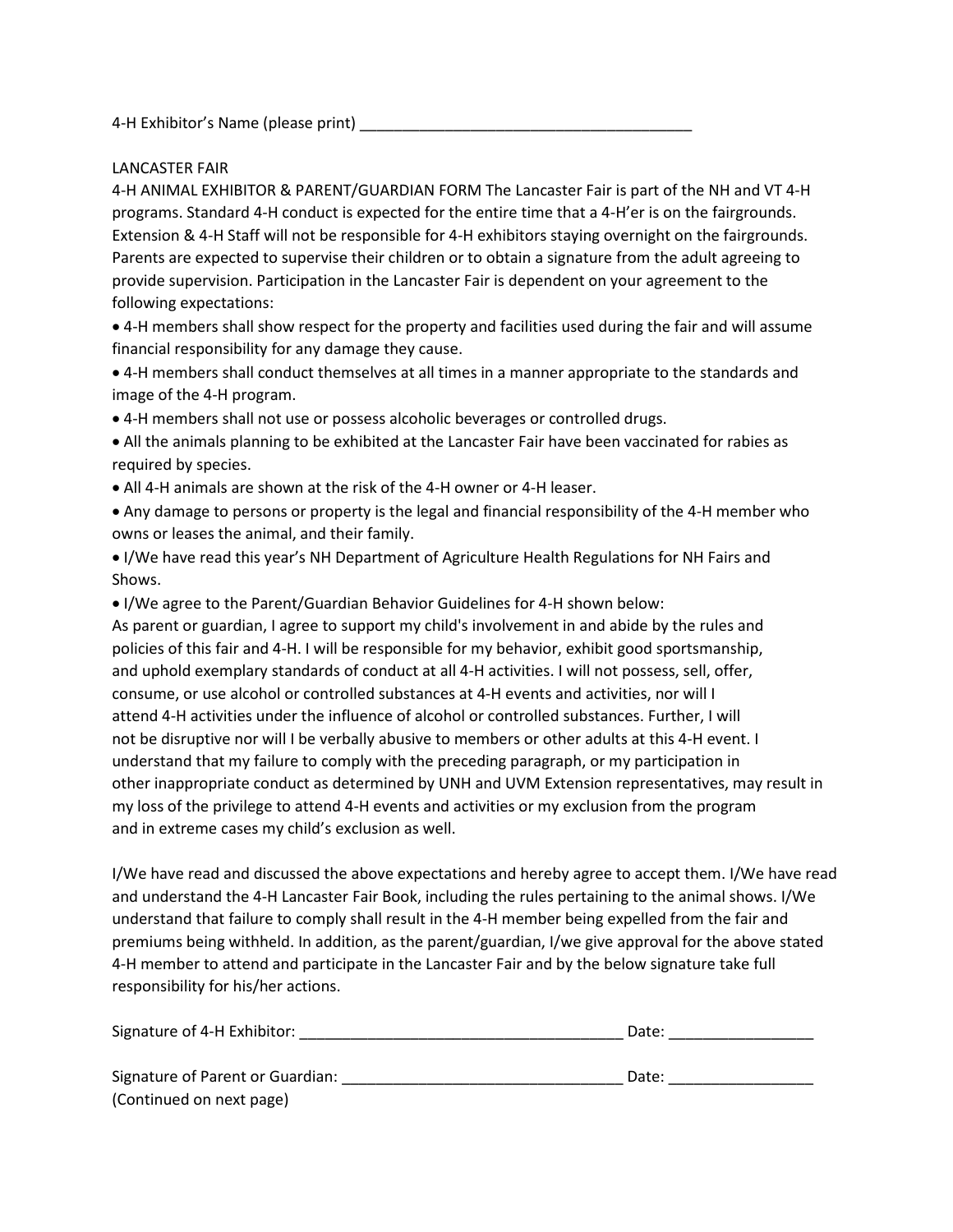4-H Exhibitor's Name (please print) ________________________________________

LANCASTER FAIR

4-H ANIMAL EXHIBITOR & PARENT/GUARDIAN FORM The Lancaster Fair is part of the NH and VT 4-H programs. Standard 4-H conduct is expected for the entire time that a 4-H'er is on the fairgrounds. Extension & 4-H Staff will not be responsible for 4-H exhibitors staying overnight on the fairgrounds. Parents are expected to supervise their children or to obtain a signature from the adult agreeing to provide supervision. Participation in the Lancaster Fair is dependent on your agreement to the following expectations:

- 4-H members shall show respect for the property and facilities used during the fair and will assume financial responsibility for any damage they cause.
- 4-H members shall conduct themselves at all times in a manner appropriate to the standards and image of the 4-H program.
- 4-H members shall not use or possess alcoholic beverages or controlled drugs.
- All the animals planning to be exhibited at the Lancaster Fair have been vaccinated for rabies as required by species.
- All 4-H animals are shown at the risk of the 4-H owner or 4-H leaser.
- Any damage to persons or property is the legal and financial responsibility of the 4-H member who owns or leases the animal, and their family.
- I/We have read this year's NH Department of Agriculture Health Regulations for NH Fairs and Shows.
- I/We agree to the Parent/Guardian Behavior Guidelines for 4-H shown below:

As parent or guardian, I agree to support my child's involvement in and abide by the rules and policies of this fair and 4-H. I will be responsible for my behavior, exhibit good sportsmanship, and uphold exemplary standards of conduct at all 4-H activities. I will not possess, sell, offer, consume, or use alcohol or controlled substances at 4-H events and activities, nor will I attend 4-H activities under the influence of alcohol or controlled substances. Further, I will not be disruptive nor will I be verbally abusive to members or other adults at this 4-H event. I understand that my failure to comply with the preceding paragraph, or my participation in other inappropriate conduct as determined by UNH and UVM Extension representatives, may result in my loss of the privilege to attend 4-H events and activities or my exclusion from the program and in extreme cases my child's exclusion as well.

I/We have read and discussed the above expectations and hereby agree to accept them. I/We have read and understand the 4-H Lancaster Fair Book, including the rules pertaining to the animal shows. I/We understand that failure to comply shall result in the 4-H member being expelled from the fair and premiums being withheld. In addition, as the parent/guardian, I/we give approval for the above stated 4-H member to attend and participate in the Lancaster Fair and by the below signature take full responsibility for his/her actions.

Signature of 4-H Exhibitor: ________________________________________ Date: _________________

Signature of Parent or Guardian: __________________________________ Date: _________________

(Continued on next page)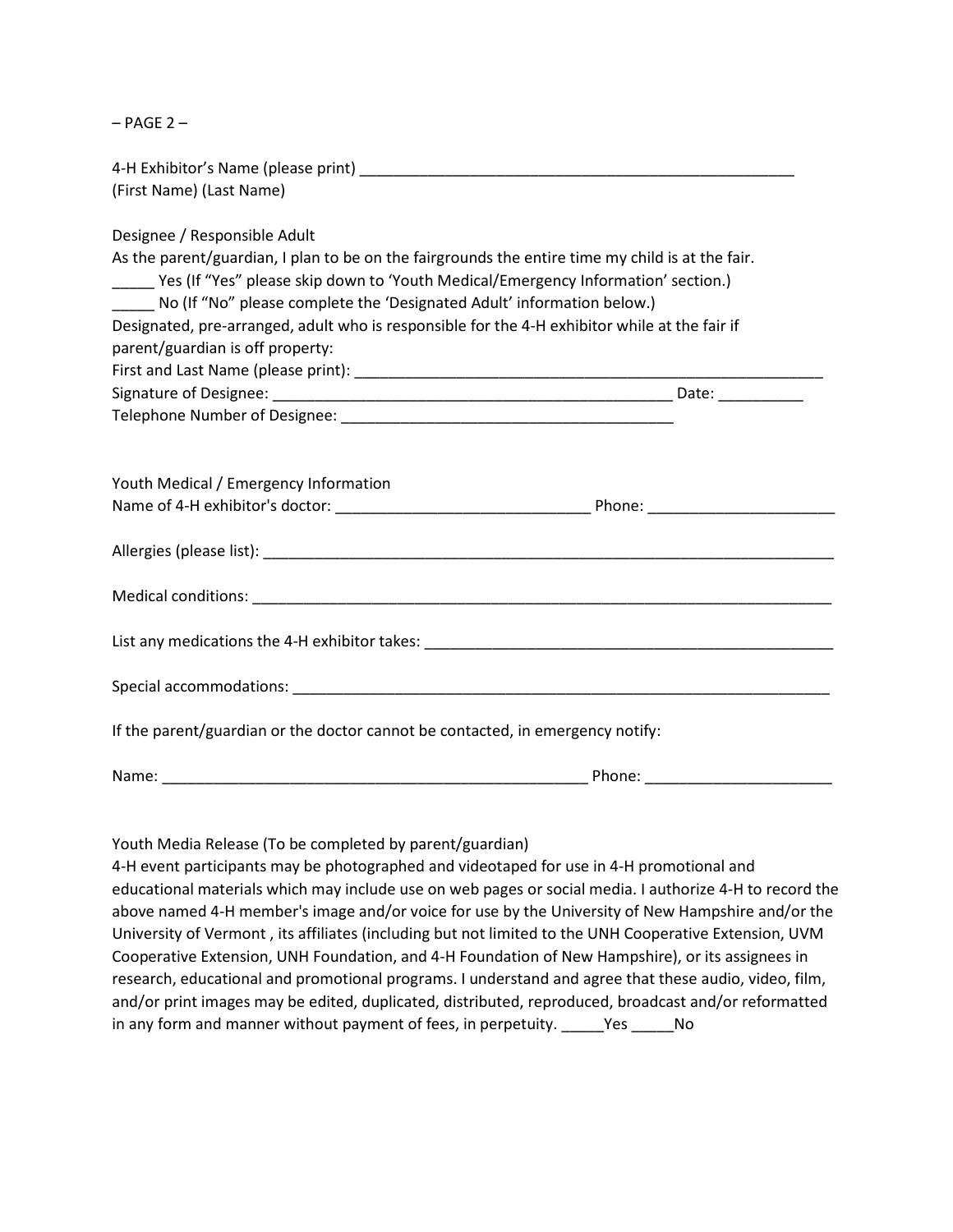– PAGE 2 –

4-H Exhibitor's Name (please print) _____________________________________________________
(First Name) (Last Name)

Designee / Responsible Adult
As the parent/guardian, I plan to be on the fairgrounds the entire time my child is at the fair.
_____ Yes (If "Yes" please skip down to 'Youth Medical/Emergency Information' section.)
_____ No (If "No" please complete the 'Designated Adult' information below.)
Designated, pre-arranged, adult who is responsible for the 4-H exhibitor while at the fair if parent/guardian is off property:
First and Last Name (please print): _______________________________________________________
Signature of Designee: ________________________________________________ Date: __________
Telephone Number of Designee: ________________________________________

Youth Medical / Emergency Information
Name of 4-H exhibitor's doctor: ______________________________ Phone: _____________________

Allergies (please list): ______________________________________________________________________

Medical conditions: _________________________________________________________________________

List any medications the 4-H exhibitor takes: __________________________________________________

Special accommodations: ____________________________________________________________________

If the parent/guardian or the doctor cannot be contacted, in emergency notify:

Name: ____________________________________________________ Phone: _____________________

Youth Media Release (To be completed by parent/guardian)
4-H event participants may be photographed and videotaped for use in 4-H promotional and educational materials which may include use on web pages or social media. I authorize 4-H to record the above named 4-H member's image and/or voice for use by the University of New Hampshire and/or the University of Vermont , its affiliates (including but not limited to the UNH Cooperative Extension, UVM Cooperative Extension, UNH Foundation, and 4-H Foundation of New Hampshire), or its assignees in research, educational and promotional programs. I understand and agree that these audio, video, film, and/or print images may be edited, duplicated, distributed, reproduced, broadcast and/or reformatted in any form and manner without payment of fees, in perpetuity. _____Yes _____No